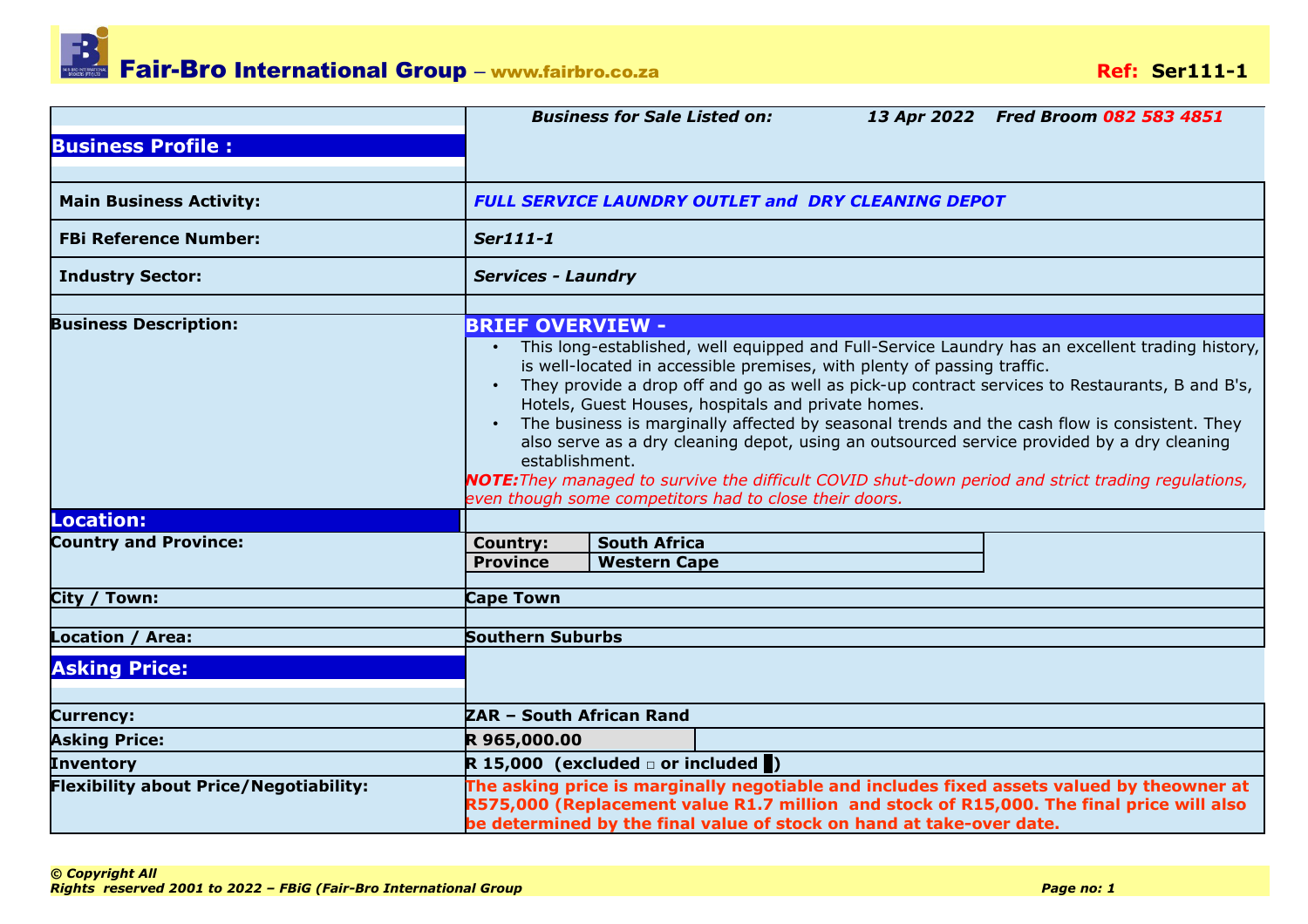# Fair-Bro International Group – www.fairbro.co.za

**Ref: Ser111-1**

| | |
|---|---|
| **Business Profile :** | ***Business for Sale Listed on: 13 Apr 2022 Fred Broom 082 583 4851*** |
| **Main Business Activity:** | ***FULL SERVICE LAUNDRY OUTLET and DRY CLEANING DEPOT*** |
| **FBi Reference Number:** | ***Ser111-1*** |
| **Industry Sector:** | ***Services - Laundry*** |

**Business Description:**

**BRIEF OVERVIEW -**

- This long-established, well equipped and Full-Service Laundry has an excellent trading history, is well-located in accessible premises, with plenty of passing traffic.
- They provide a drop off and go as well as pick-up contract services to Restaurants, B and B's, Hotels, Guest Houses, hospitals and private homes.
- The business is marginally affected by seasonal trends and the cash flow is consistent. They also serve as a dry cleaning depot, using an outsourced service provided by a dry cleaning establishment.

***NOTE:****They managed to survive the difficult COVID shut-down period and strict trading regulations, even though some competitors had to close their doors.*

## Location:

| | |
|---|---|
| **Country and Province:** | **Country:** South Africa<br>**Province:** Western Cape |
| **City / Town:** | **Cape Town** |
| **Location / Area:** | **Southern Suburbs** |

## Asking Price:

| | |
|---|---|
| **Currency:** | **ZAR – South African Rand** |
| **Asking Price:** | **R 965,000.00** |
| **Inventory** | **R 15,000 (excluded ☐ or included █)** |
| **Flexibility about Price/Negotiability:** | **The asking price is marginally negotiable and includes fixed assets valued by theowner at R575,000 (Replacement value R1.7 million and stock of R15,000. The final price will also be determined by the final value of stock on hand at take-over date.** |

***© Copyright All Rights reserved 2001 to 2022 – FBiG (Fair-Bro International Group***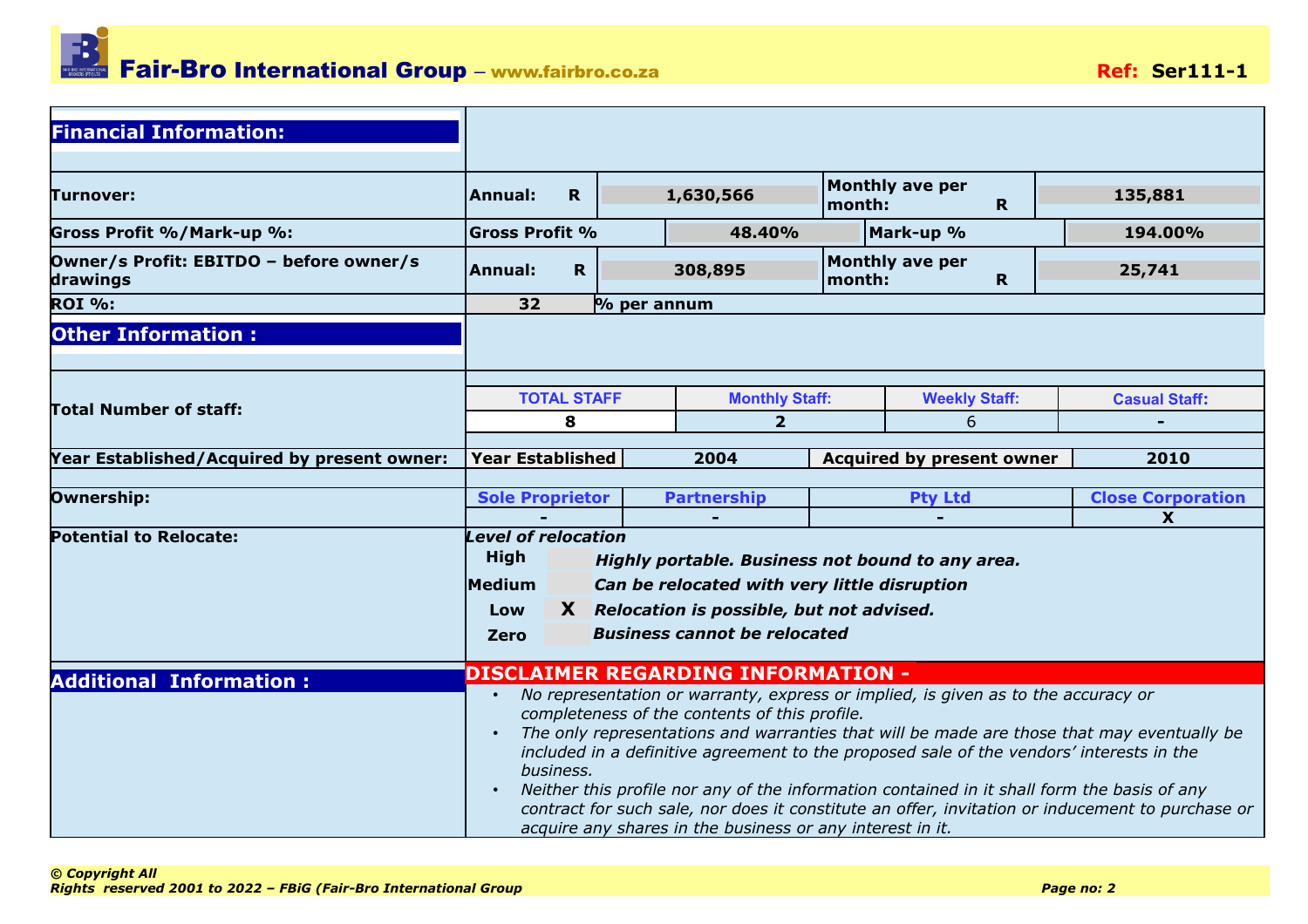## Financial Information:

| | | | | |
|---|---|---|---|---|
| **Turnover:** | **Annual: R** | **1,630,566** | **Monthly ave per month: R** | **135,881** |
| **Gross Profit %/Mark-up %:** | **Gross Profit %** | **48.40%** | **Mark-up %** | **194.00%** |
| **Owner/s Profit: EBITDO – before owner/s drawings** | **Annual: R** | **308,895** | **Monthly ave per month: R** | **25,741** |
| **ROI %:** | **32** | **% per annum** | | |

## Other Information :

| | | | | |
|---|---|---|---|---|
| **Total Number of staff:** | **TOTAL STAFF** | **Monthly Staff:** | **Weekly Staff:** | **Casual Staff:** |
| | **8** | **2** | 6 | **-** |
| **Year Established/Acquired by present owner:** | **Year Established** | **2004** | **Acquired by present owner** | **2010** |
| **Ownership:** | **Sole Proprietor** | **Partnership** | **Pty Ltd** | **Close Corporation** |
| | **-** | **-** | **-** | **X** |

**Potential to Relocate:**

***Level of relocation***

| Level | | Description |
|---|---|---|
| **High** | | ***Highly portable. Business not bound to any area.*** |
| **Medium** | | ***Can be relocated with very little disruption*** |
| **Low** | **X** | ***Relocation is possible, but not advised.*** |
| **Zero** | | ***Business cannot be relocated*** |

## Additional Information :

**DISCLAIMER REGARDING INFORMATION -**

- *No representation or warranty, express or implied, is given as to the accuracy or completeness of the contents of this profile.*
- *The only representations and warranties that will be made are those that may eventually be included in a definitive agreement to the proposed sale of the vendors' interests in the business.*
- *Neither this profile nor any of the information contained in it shall form the basis of any contract for such sale, nor does it constitute an offer, invitation or inducement to purchase or acquire any shares in the business or any interest in it.*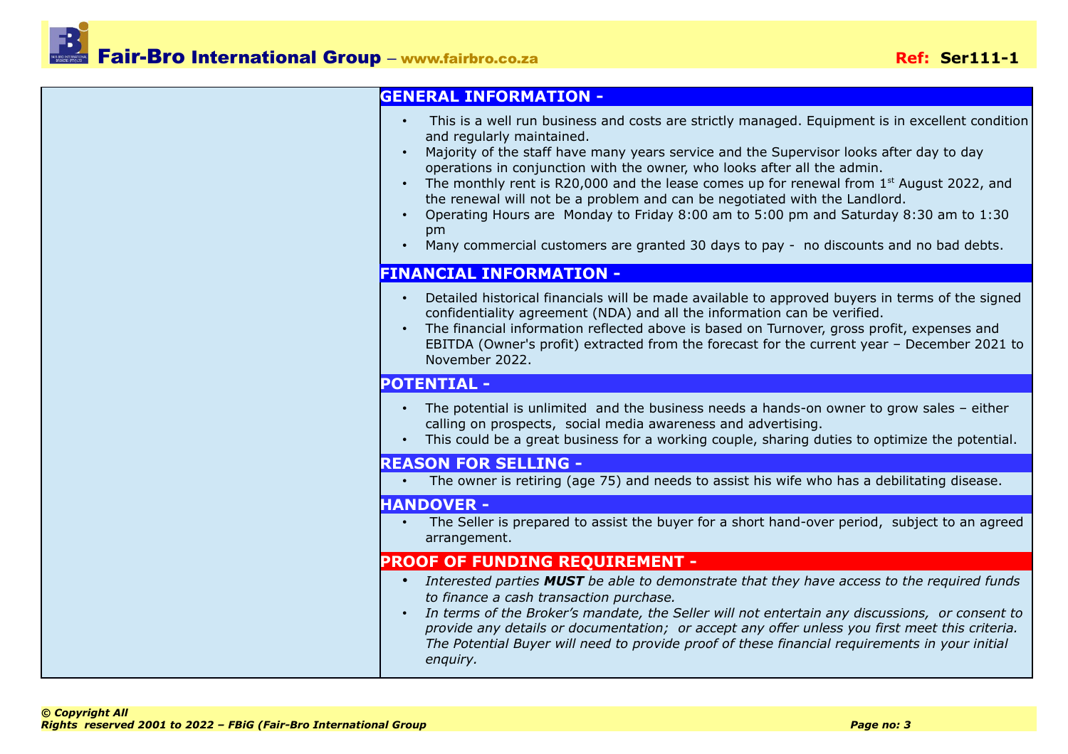## GENERAL INFORMATION -

- This is a well run business and costs are strictly managed. Equipment is in excellent condition and regularly maintained.
- Majority of the staff have many years service and the Supervisor looks after day to day operations in conjunction with the owner, who looks after all the admin.
- The monthly rent is R20,000 and the lease comes up for renewal from 1st August 2022, and the renewal will not be a problem and can be negotiated with the Landlord.
- Operating Hours are Monday to Friday 8:00 am to 5:00 pm and Saturday 8:30 am to 1:30 pm
- Many commercial customers are granted 30 days to pay - no discounts and no bad debts.

## FINANCIAL INFORMATION -

- Detailed historical financials will be made available to approved buyers in terms of the signed confidentiality agreement (NDA) and all the information can be verified.
- The financial information reflected above is based on Turnover, gross profit, expenses and EBITDA (Owner's profit) extracted from the forecast for the current year – December 2021 to November 2022.

## POTENTIAL -

- The potential is unlimited and the business needs a hands-on owner to grow sales – either calling on prospects, social media awareness and advertising.
- This could be a great business for a working couple, sharing duties to optimize the potential.

## REASON FOR SELLING -

- The owner is retiring (age 75) and needs to assist his wife who has a debilitating disease.

## HANDOVER -

- The Seller is prepared to assist the buyer for a short hand-over period, subject to an agreed arrangement.

## PROOF OF FUNDING REQUIREMENT -

- *Interested parties **MUST** be able to demonstrate that they have access to the required funds to finance a cash transaction purchase.*
- *In terms of the Broker's mandate, the Seller will not entertain any discussions, or consent to provide any details or documentation; or accept any offer unless you first meet this criteria. The Potential Buyer will need to provide proof of these financial requirements in your initial enquiry.*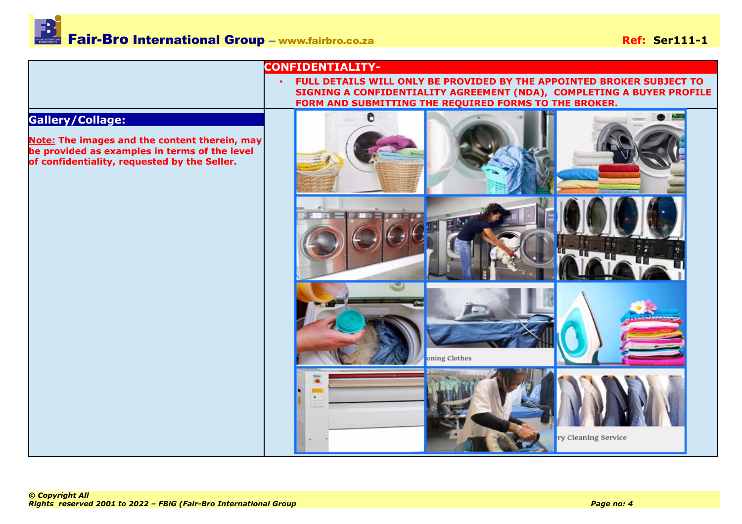## CONFIDENTIALITY-

- **FULL DETAILS WILL ONLY BE PROVIDED BY THE APPOINTED BROKER SUBJECT TO SIGNING A CONFIDENTIALITY AGREEMENT (NDA), COMPLETING A BUYER PROFILE FORM AND SUBMITTING THE REQUIRED FORMS TO THE BROKER.**

## Gallery/Collage:

**Note: The images and the content therein, may be provided as examples in terms of the level of confidentiality, requested by the Seller.**